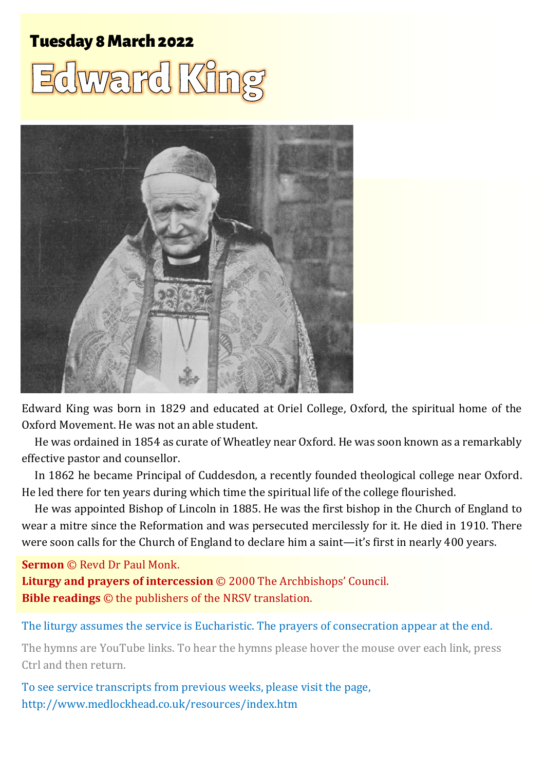**Tuesday 8 March 2022**

# Edward King

Edward King was born in 1829 and educated at Oriel College, Oxford, the spiritual home of the Oxford Movement. He was not an able student.

He was ordained in 1854 as curate of Wheatley near Oxford. He was soon known as a remarkably effective pastor and counsellor.

In 1862 he became Principal of Cuddesdon, a recently founded theological college near Oxford. He led there for ten years during which time the spiritual life of the college flourished.

He was appointed Bishop of Lincoln in 1885. He was the first bishop in the Church of England to wear a mitre since the Reformation and was persecuted mercilessly for it. He died in 1910. There were soon calls for the Church of England to declare him a saint—it's first in nearly 400 years.

**Sermon** © Revd Dr Paul Monk.
**Liturgy and prayers of intercession** © 2000 The Archbishops' Council.
**Bible readings** © the publishers of the NRSV translation.

The liturgy assumes the service is Eucharistic. The prayers of consecration appear at the end.

The hymns are YouTube links. To hear the hymns please hover the mouse over each link, press Ctrl and then return.

To see service transcripts from previous weeks, please visit the page,
http://www.medlockhead.co.uk/resources/index.htm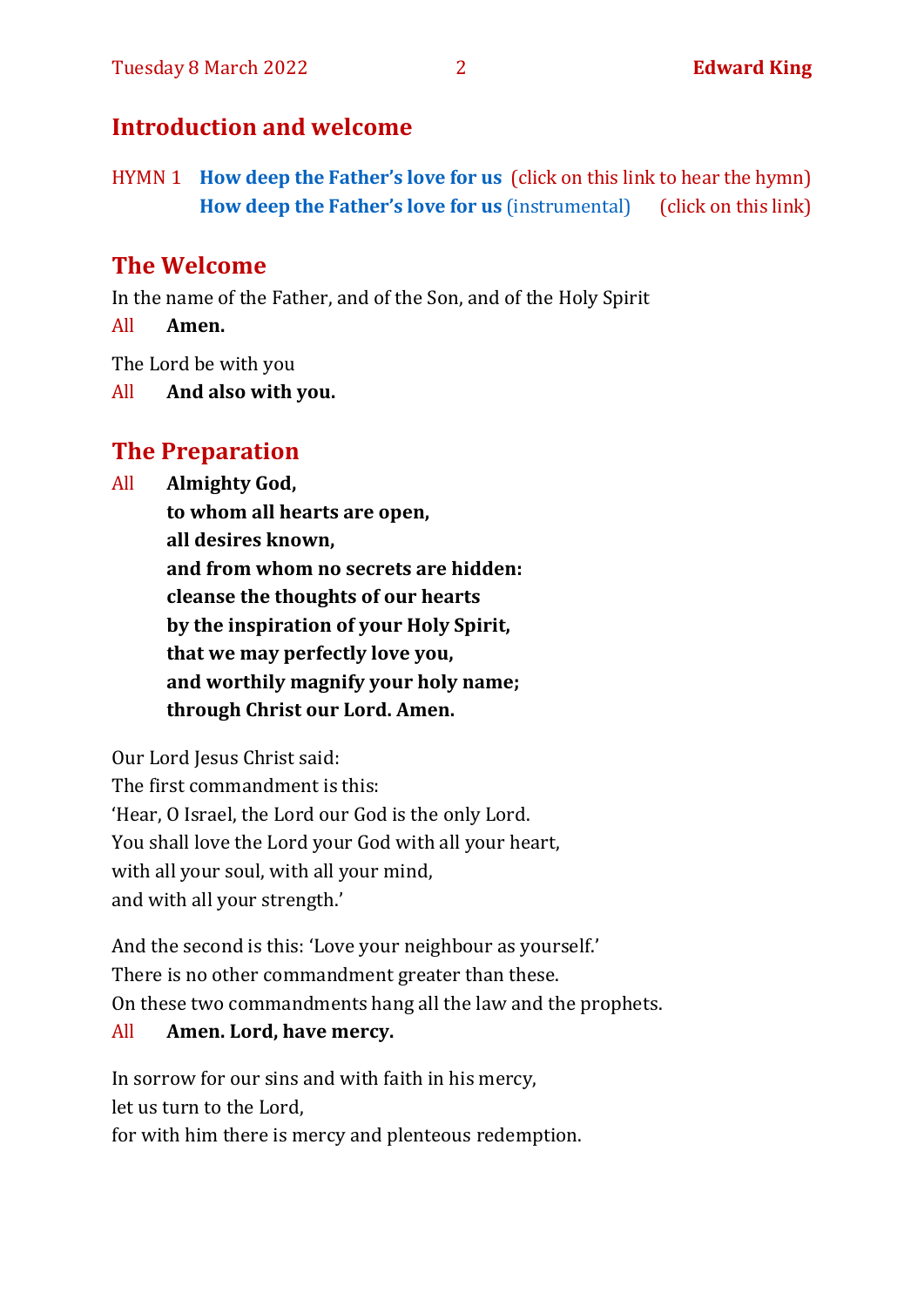## Introduction and welcome

HYMN 1 **How deep the Father's love for us** (click on this link to hear the hymn)
**How deep the Father's love for us** (instrumental) (click on this link)

## The Welcome

In the name of the Father, and of the Son, and of the Holy Spirit

All **Amen.**

The Lord be with you

All **And also with you.**

## The Preparation

All **Almighty God,**
**to whom all hearts are open,**
**all desires known,**
**and from whom no secrets are hidden:**
**cleanse the thoughts of our hearts**
**by the inspiration of your Holy Spirit,**
**that we may perfectly love you,**
**and worthily magnify your holy name;**
**through Christ our Lord. Amen.**

Our Lord Jesus Christ said:
The first commandment is this:
'Hear, O Israel, the Lord our God is the only Lord.
You shall love the Lord your God with all your heart,
with all your soul, with all your mind,
and with all your strength.'

And the second is this: 'Love your neighbour as yourself.'
There is no other commandment greater than these.
On these two commandments hang all the law and the prophets.

All **Amen. Lord, have mercy.**

In sorrow for our sins and with faith in his mercy,
let us turn to the Lord,
for with him there is mercy and plenteous redemption.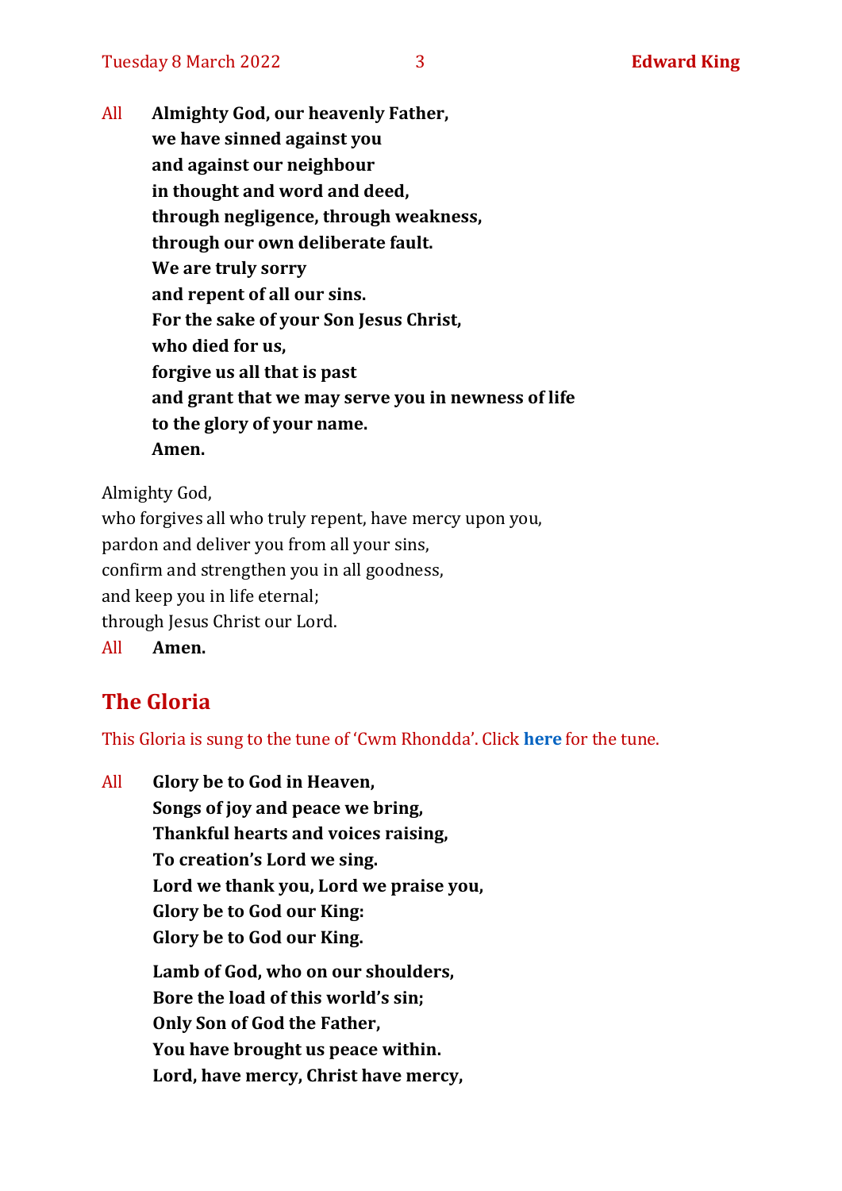All **Almighty God, our heavenly Father,**
**we have sinned against you**
**and against our neighbour**
**in thought and word and deed,**
**through negligence, through weakness,**
**through our own deliberate fault.**
**We are truly sorry**
**and repent of all our sins.**
**For the sake of your Son Jesus Christ,**
**who died for us,**
**forgive us all that is past**
**and grant that we may serve you in newness of life**
**to the glory of your name.**
**Amen.**

Almighty God,
who forgives all who truly repent, have mercy upon you,
pardon and deliver you from all your sins,
confirm and strengthen you in all goodness,
and keep you in life eternal;
through Jesus Christ our Lord.

All **Amen.**

## The Gloria

This Gloria is sung to the tune of 'Cwm Rhondda'. Click **here** for the tune.

All **Glory be to God in Heaven,**
**Songs of joy and peace we bring,**
**Thankful hearts and voices raising,**
**To creation's Lord we sing.**
**Lord we thank you, Lord we praise you,**
**Glory be to God our King:**
**Glory be to God our King.**

**Lamb of God, who on our shoulders,**
**Bore the load of this world's sin;**
**Only Son of God the Father,**
**You have brought us peace within.**
**Lord, have mercy, Christ have mercy,**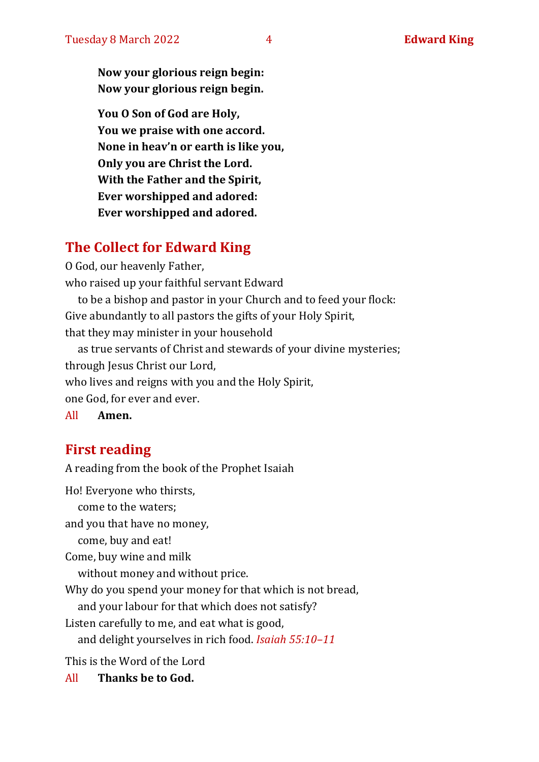**Now your glorious reign begin:**
**Now your glorious reign begin.**

**You O Son of God are Holy,**
**You we praise with one accord.**
**None in heav'n or earth is like you,**
**Only you are Christ the Lord.**
**With the Father and the Spirit,**
**Ever worshipped and adored:**
**Ever worshipped and adored.**

## The Collect for Edward King

O God, our heavenly Father,
who raised up your faithful servant Edward
  to be a bishop and pastor in your Church and to feed your flock:
Give abundantly to all pastors the gifts of your Holy Spirit,
that they may minister in your household
  as true servants of Christ and stewards of your divine mysteries;
through Jesus Christ our Lord,
who lives and reigns with you and the Holy Spirit,
one God, for ever and ever.

All **Amen.**

## First reading

A reading from the book of the Prophet Isaiah

Ho! Everyone who thirsts,
  come to the waters;
and you that have no money,
  come, buy and eat!
Come, buy wine and milk
  without money and without price.
Why do you spend your money for that which is not bread,
  and your labour for that which does not satisfy?
Listen carefully to me, and eat what is good,
  and delight yourselves in rich food. *Isaiah 55:10–11*

This is the Word of the Lord

All **Thanks be to God.**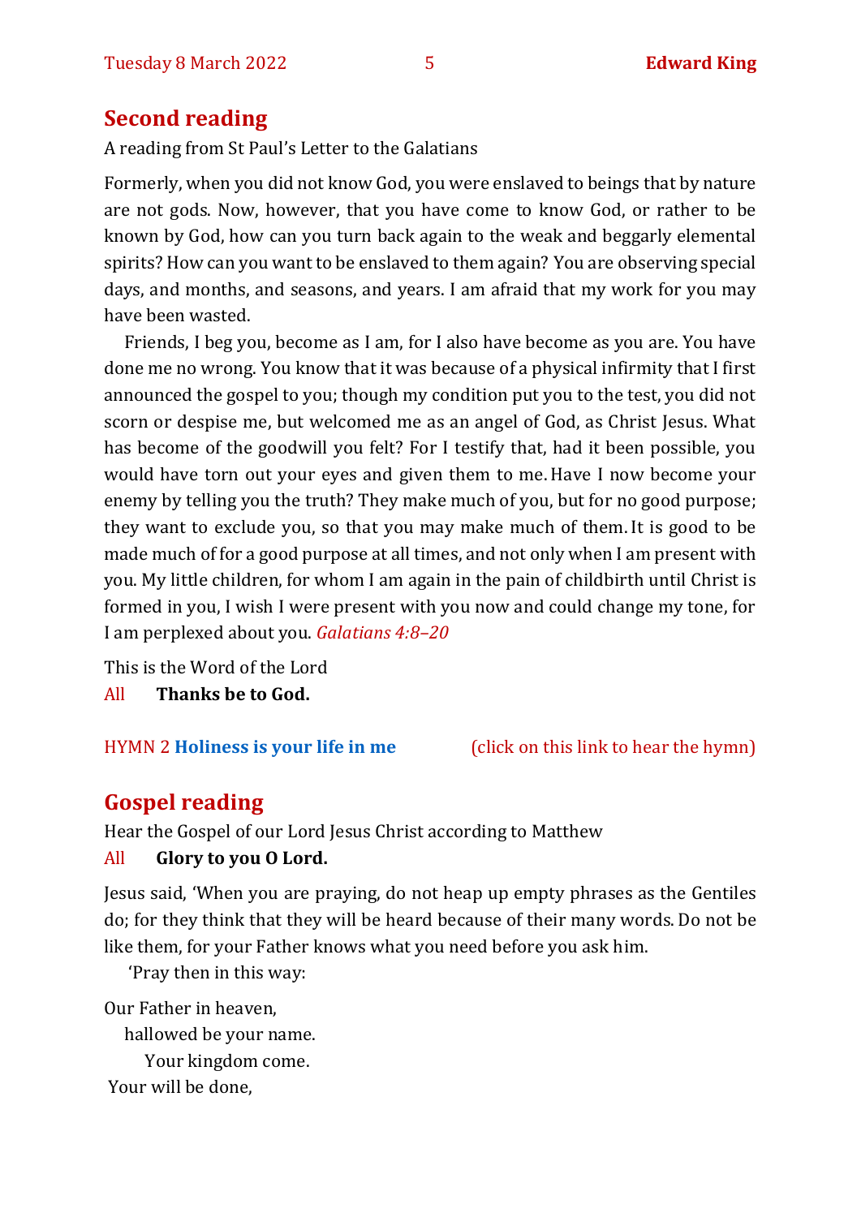## Second reading

A reading from St Paul's Letter to the Galatians

Formerly, when you did not know God, you were enslaved to beings that by nature are not gods. Now, however, that you have come to know God, or rather to be known by God, how can you turn back again to the weak and beggarly elemental spirits? How can you want to be enslaved to them again? You are observing special days, and months, and seasons, and years. I am afraid that my work for you may have been wasted.

Friends, I beg you, become as I am, for I also have become as you are. You have done me no wrong. You know that it was because of a physical infirmity that I first announced the gospel to you; though my condition put you to the test, you did not scorn or despise me, but welcomed me as an angel of God, as Christ Jesus. What has become of the goodwill you felt? For I testify that, had it been possible, you would have torn out your eyes and given them to me. Have I now become your enemy by telling you the truth? They make much of you, but for no good purpose; they want to exclude you, so that you may make much of them. It is good to be made much of for a good purpose at all times, and not only when I am present with you. My little children, for whom I am again in the pain of childbirth until Christ is formed in you, I wish I were present with you now and could change my tone, for I am perplexed about you. *Galatians 4:8–20*

This is the Word of the Lord

All **Thanks be to God.**

HYMN 2 **Holiness is your life in me** (click on this link to hear the hymn)

## Gospel reading

Hear the Gospel of our Lord Jesus Christ according to Matthew

All **Glory to you O Lord.**

Jesus said, 'When you are praying, do not heap up empty phrases as the Gentiles do; for they think that they will be heard because of their many words. Do not be like them, for your Father knows what you need before you ask him.

'Pray then in this way:

Our Father in heaven,
hallowed be your name.
Your kingdom come.
Your will be done,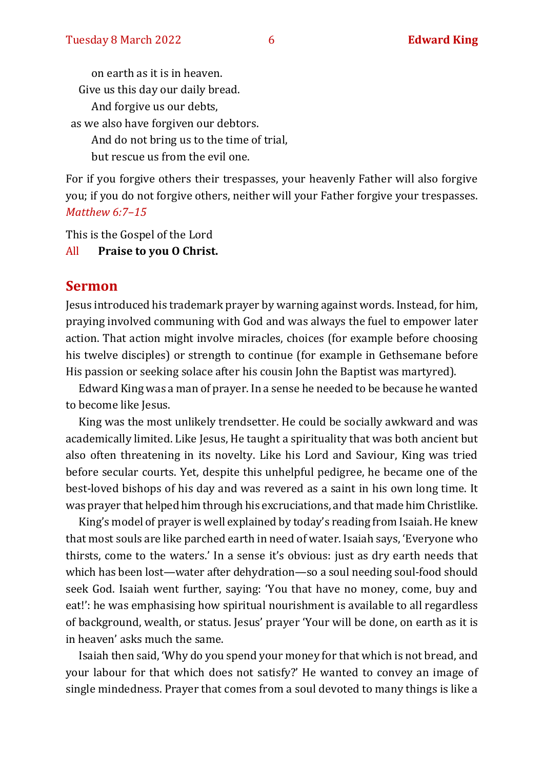on earth as it is in heaven.
Give us this day our daily bread.
And forgive us our debts,
as we also have forgiven our debtors.
And do not bring us to the time of trial,
but rescue us from the evil one.

For if you forgive others their trespasses, your heavenly Father will also forgive you; if you do not forgive others, neither will your Father forgive your trespasses. *Matthew 6:7–15*

This is the Gospel of the Lord
All **Praise to you O Christ.**

## Sermon

Jesus introduced his trademark prayer by warning against words. Instead, for him, praying involved communing with God and was always the fuel to empower later action. That action might involve miracles, choices (for example before choosing his twelve disciples) or strength to continue (for example in Gethsemane before His passion or seeking solace after his cousin John the Baptist was martyred).

Edward King was a man of prayer. In a sense he needed to be because he wanted to become like Jesus.

King was the most unlikely trendsetter. He could be socially awkward and was academically limited. Like Jesus, He taught a spirituality that was both ancient but also often threatening in its novelty. Like his Lord and Saviour, King was tried before secular courts. Yet, despite this unhelpful pedigree, he became one of the best-loved bishops of his day and was revered as a saint in his own long time. It was prayer that helped him through his excruciations, and that made him Christlike.

King's model of prayer is well explained by today's reading from Isaiah. He knew that most souls are like parched earth in need of water. Isaiah says, 'Everyone who thirsts, come to the waters.' In a sense it's obvious: just as dry earth needs that which has been lost—water after dehydration—so a soul needing soul-food should seek God. Isaiah went further, saying: 'You that have no money, come, buy and eat!': he was emphasising how spiritual nourishment is available to all regardless of background, wealth, or status. Jesus' prayer 'Your will be done, on earth as it is in heaven' asks much the same.

Isaiah then said, 'Why do you spend your money for that which is not bread, and your labour for that which does not satisfy?' He wanted to convey an image of single mindedness. Prayer that comes from a soul devoted to many things is like a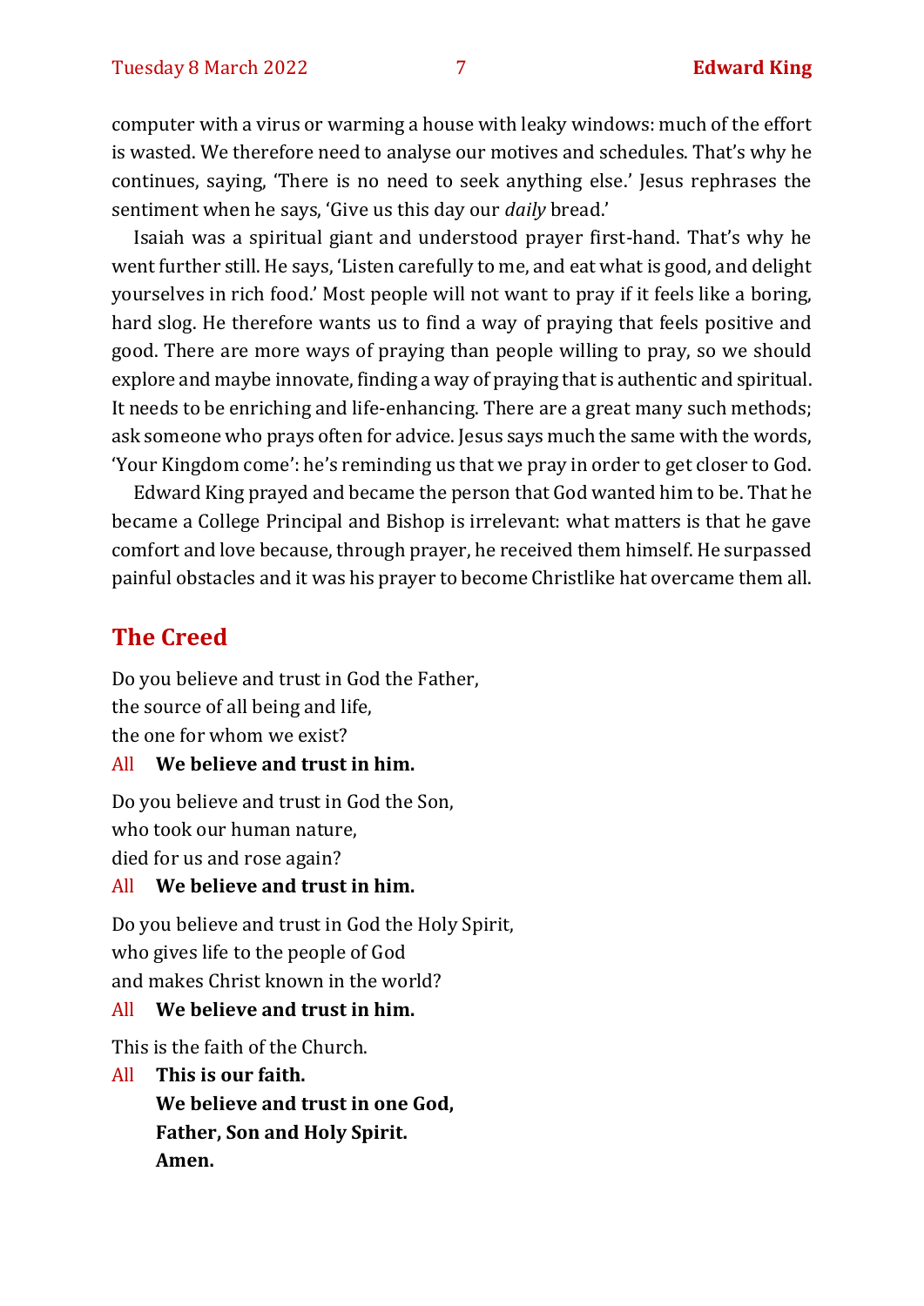computer with a virus or warming a house with leaky windows: much of the effort is wasted. We therefore need to analyse our motives and schedules. That's why he continues, saying, 'There is no need to seek anything else.' Jesus rephrases the sentiment when he says, 'Give us this day our *daily* bread.'

Isaiah was a spiritual giant and understood prayer first-hand. That's why he went further still. He says, 'Listen carefully to me, and eat what is good, and delight yourselves in rich food.' Most people will not want to pray if it feels like a boring, hard slog. He therefore wants us to find a way of praying that feels positive and good. There are more ways of praying than people willing to pray, so we should explore and maybe innovate, finding a way of praying that is authentic and spiritual. It needs to be enriching and life-enhancing. There are a great many such methods; ask someone who prays often for advice. Jesus says much the same with the words, 'Your Kingdom come': he's reminding us that we pray in order to get closer to God.

Edward King prayed and became the person that God wanted him to be. That he became a College Principal and Bishop is irrelevant: what matters is that he gave comfort and love because, through prayer, he received them himself. He surpassed painful obstacles and it was his prayer to become Christlike hat overcame them all.

## The Creed

Do you believe and trust in God the Father,
the source of all being and life,
the one for whom we exist?

All **We believe and trust in him.**

Do you believe and trust in God the Son,
who took our human nature,
died for us and rose again?

All **We believe and trust in him.**

Do you believe and trust in God the Holy Spirit,
who gives life to the people of God
and makes Christ known in the world?

All **We believe and trust in him.**

This is the faith of the Church.

All **This is our faith.**
**We believe and trust in one God,**
**Father, Son and Holy Spirit.**
**Amen.**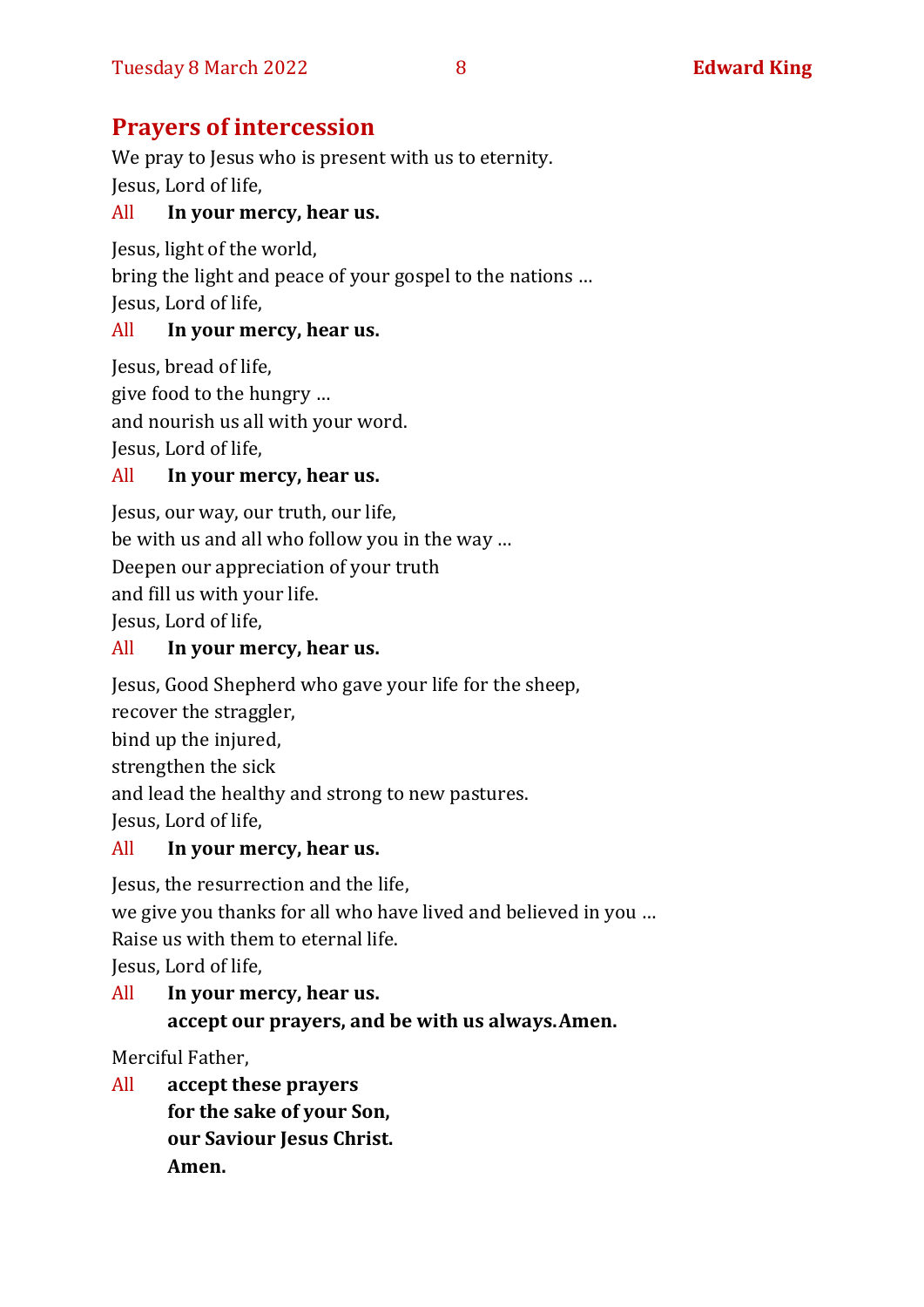## Prayers of intercession

We pray to Jesus who is present with us to eternity.
Jesus, Lord of life,

All **In your mercy, hear us.**

Jesus, light of the world,
bring the light and peace of your gospel to the nations …
Jesus, Lord of life,

All **In your mercy, hear us.**

Jesus, bread of life,
give food to the hungry …
and nourish us all with your word.
Jesus, Lord of life,

All **In your mercy, hear us.**

Jesus, our way, our truth, our life,
be with us and all who follow you in the way …
Deepen our appreciation of your truth
and fill us with your life.
Jesus, Lord of life,

All **In your mercy, hear us.**

Jesus, Good Shepherd who gave your life for the sheep,
recover the straggler,
bind up the injured,
strengthen the sick
and lead the healthy and strong to new pastures.
Jesus, Lord of life,

All **In your mercy, hear us.**

Jesus, the resurrection and the life,
we give you thanks for all who have lived and believed in you …
Raise us with them to eternal life.
Jesus, Lord of life,

All **In your mercy, hear us.**
**accept our prayers, and be with us always. Amen.**

Merciful Father,

All **accept these prayers**
**for the sake of your Son,**
**our Saviour Jesus Christ.**
**Amen.**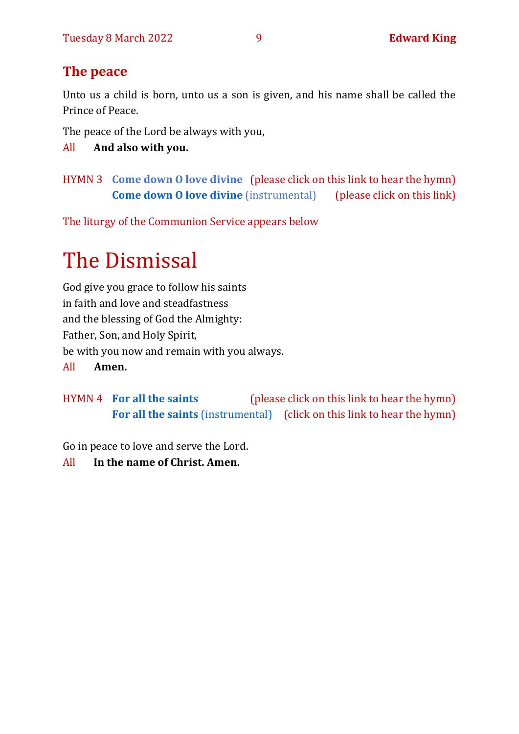## The peace

Unto us a child is born, unto us a son is given, and his name shall be called the Prince of Peace.

The peace of the Lord be always with you,

All **And also with you.**

HYMN 3 **Come down O love divine** (please click on this link to hear the hymn)
**Come down O love divine** (instrumental) (please click on this link)

The liturgy of the Communion Service appears below

# The Dismissal

God give you grace to follow his saints
in faith and love and steadfastness
and the blessing of God the Almighty:
Father, Son, and Holy Spirit,
be with you now and remain with you always.

All **Amen.**

HYMN 4 **For all the saints** (please click on this link to hear the hymn)
**For all the saints** (instrumental) (click on this link to hear the hymn)

Go in peace to love and serve the Lord.

All **In the name of Christ. Amen.**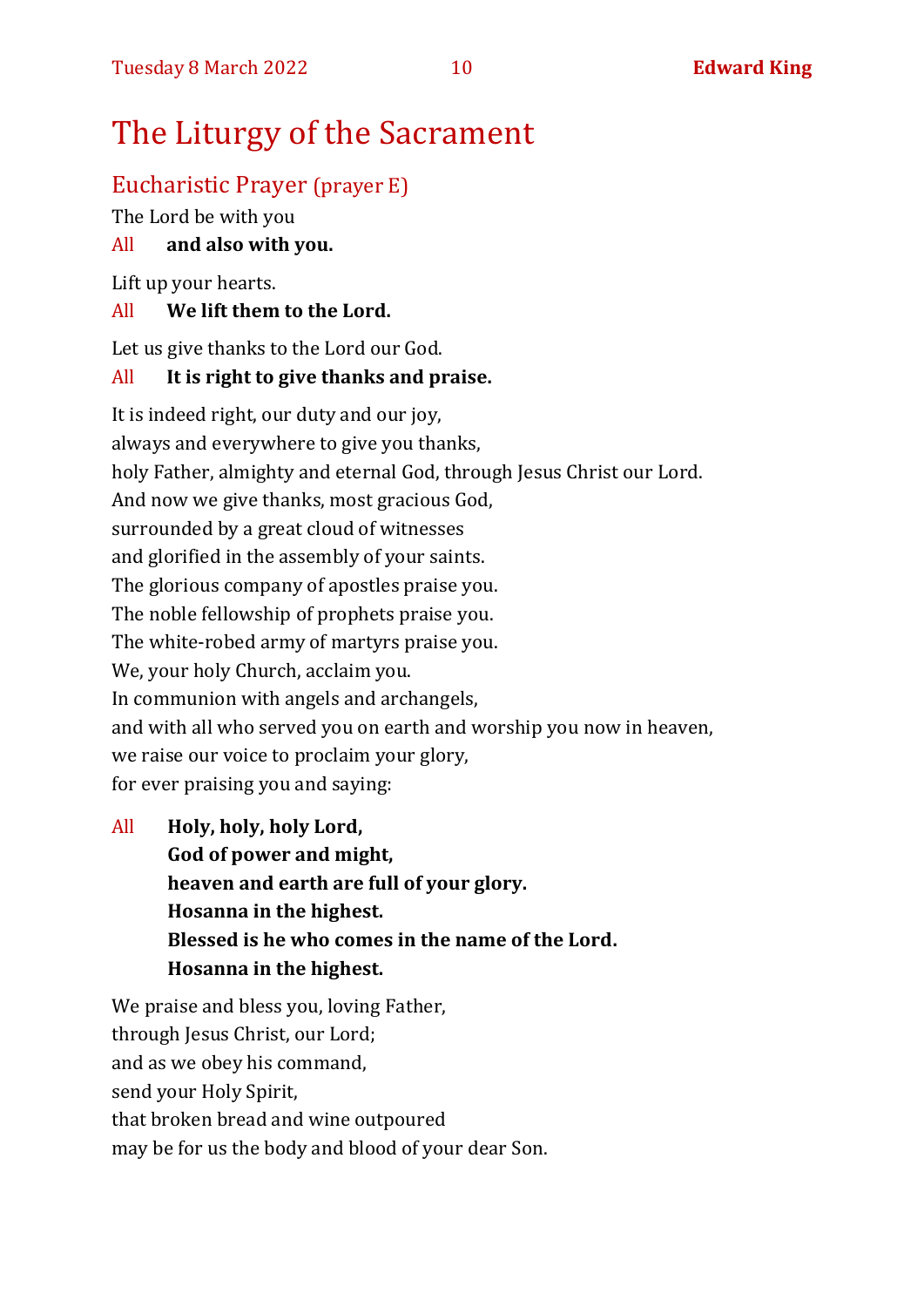# The Liturgy of the Sacrament

## Eucharistic Prayer (prayer E)

The Lord be with you

All **and also with you.**

Lift up your hearts.

All **We lift them to the Lord.**

Let us give thanks to the Lord our God.

All **It is right to give thanks and praise.**

It is indeed right, our duty and our joy,
always and everywhere to give you thanks,
holy Father, almighty and eternal God, through Jesus Christ our Lord.
And now we give thanks, most gracious God,
surrounded by a great cloud of witnesses
and glorified in the assembly of your saints.
The glorious company of apostles praise you.
The noble fellowship of prophets praise you.
The white-robed army of martyrs praise you.
We, your holy Church, acclaim you.
In communion with angels and archangels,
and with all who served you on earth and worship you now in heaven,
we raise our voice to proclaim your glory,
for ever praising you and saying:

All **Holy, holy, holy Lord,**
**God of power and might,**
**heaven and earth are full of your glory.**
**Hosanna in the highest.**
**Blessed is he who comes in the name of the Lord.**
**Hosanna in the highest.**

We praise and bless you, loving Father,
through Jesus Christ, our Lord;
and as we obey his command,
send your Holy Spirit,
that broken bread and wine outpoured
may be for us the body and blood of your dear Son.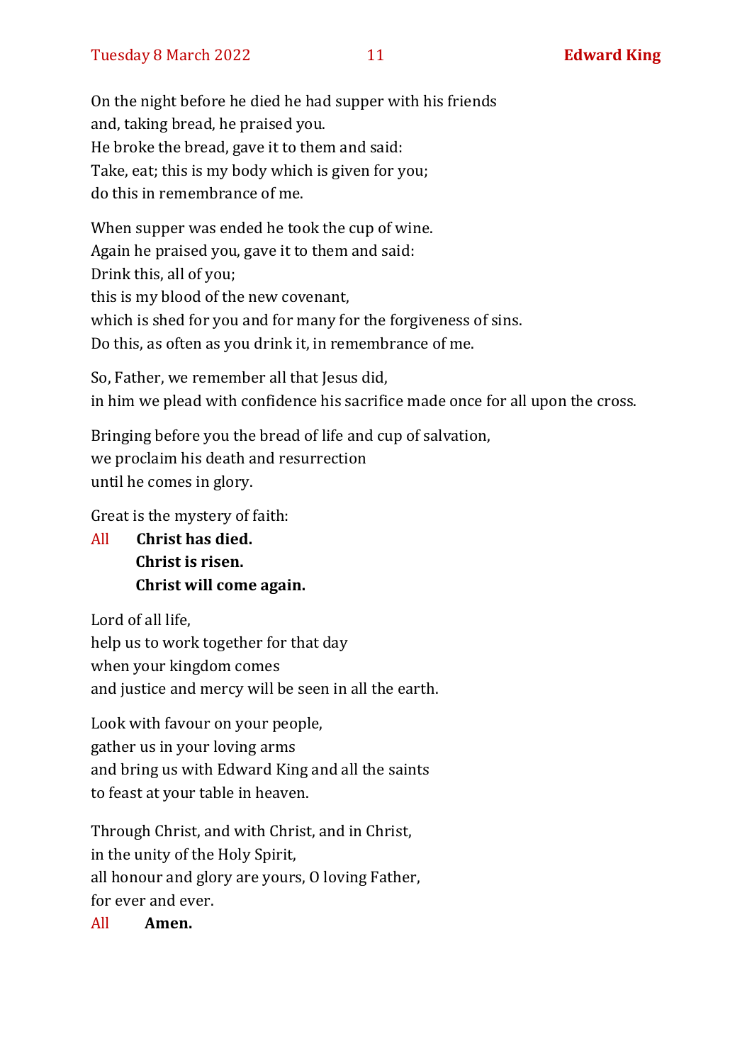On the night before he died he had supper with his friends
and, taking bread, he praised you.
He broke the bread, gave it to them and said:
Take, eat; this is my body which is given for you;
do this in remembrance of me.

When supper was ended he took the cup of wine.
Again he praised you, gave it to them and said:
Drink this, all of you;
this is my blood of the new covenant,
which is shed for you and for many for the forgiveness of sins.
Do this, as often as you drink it, in remembrance of me.

So, Father, we remember all that Jesus did,
in him we plead with confidence his sacrifice made once for all upon the cross.

Bringing before you the bread of life and cup of salvation,
we proclaim his death and resurrection
until he comes in glory.

Great is the mystery of faith:

All **Christ has died.**
**Christ is risen.**
**Christ will come again.**

Lord of all life,
help us to work together for that day
when your kingdom comes
and justice and mercy will be seen in all the earth.

Look with favour on your people,
gather us in your loving arms
and bring us with Edward King and all the saints
to feast at your table in heaven.

Through Christ, and with Christ, and in Christ,
in the unity of the Holy Spirit,
all honour and glory are yours, O loving Father,
for ever and ever.

All **Amen.**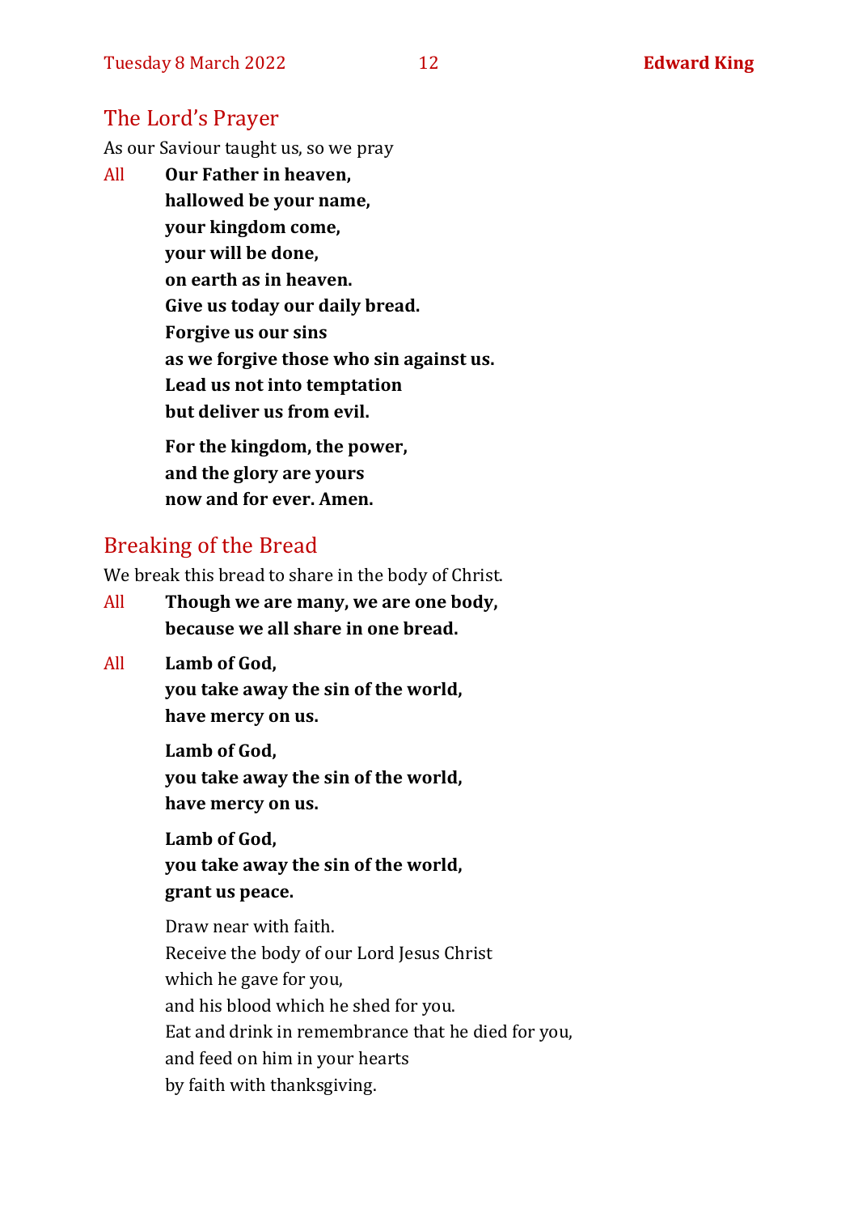## The Lord's Prayer

As our Saviour taught us, so we pray

All **Our Father in heaven,**
**hallowed be your name,**
**your kingdom come,**
**your will be done,**
**on earth as in heaven.**
**Give us today our daily bread.**
**Forgive us our sins**
**as we forgive those who sin against us.**
**Lead us not into temptation**
**but deliver us from evil.**

**For the kingdom, the power,**
**and the glory are yours**
**now and for ever. Amen.**

## Breaking of the Bread

We break this bread to share in the body of Christ.

All **Though we are many, we are one body,**
**because we all share in one bread.**

All **Lamb of God,**
**you take away the sin of the world,**
**have mercy on us.**

**Lamb of God,**
**you take away the sin of the world,**
**have mercy on us.**

**Lamb of God,**
**you take away the sin of the world,**
**grant us peace.**

Draw near with faith.
Receive the body of our Lord Jesus Christ
which he gave for you,
and his blood which he shed for you.
Eat and drink in remembrance that he died for you,
and feed on him in your hearts
by faith with thanksgiving.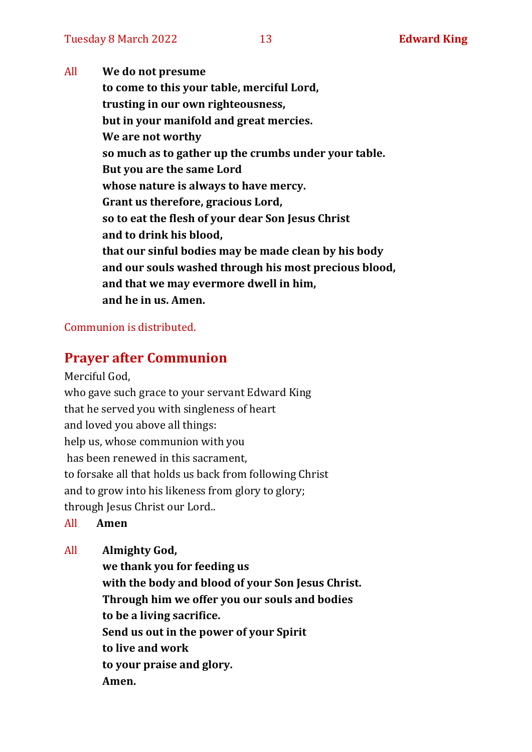All **We do not presume**
**to come to this your table, merciful Lord,**
**trusting in our own righteousness,**
**but in your manifold and great mercies.**
**We are not worthy**
**so much as to gather up the crumbs under your table.**
**But you are the same Lord**
**whose nature is always to have mercy.**
**Grant us therefore, gracious Lord,**
**so to eat the flesh of your dear Son Jesus Christ**
**and to drink his blood,**
**that our sinful bodies may be made clean by his body**
**and our souls washed through his most precious blood,**
**and that we may evermore dwell in him,**
**and he in us. Amen.**

Communion is distributed.

## Prayer after Communion

Merciful God,
who gave such grace to your servant Edward King
that he served you with singleness of heart
and loved you above all things:
help us, whose communion with you
has been renewed in this sacrament,
to forsake all that holds us back from following Christ
and to grow into his likeness from glory to glory;
through Jesus Christ our Lord..

All **Amen**

All **Almighty God,**
**we thank you for feeding us**
**with the body and blood of your Son Jesus Christ.**
**Through him we offer you our souls and bodies**
**to be a living sacrifice.**
**Send us out in the power of your Spirit**
**to live and work**
**to your praise and glory.**
**Amen.**